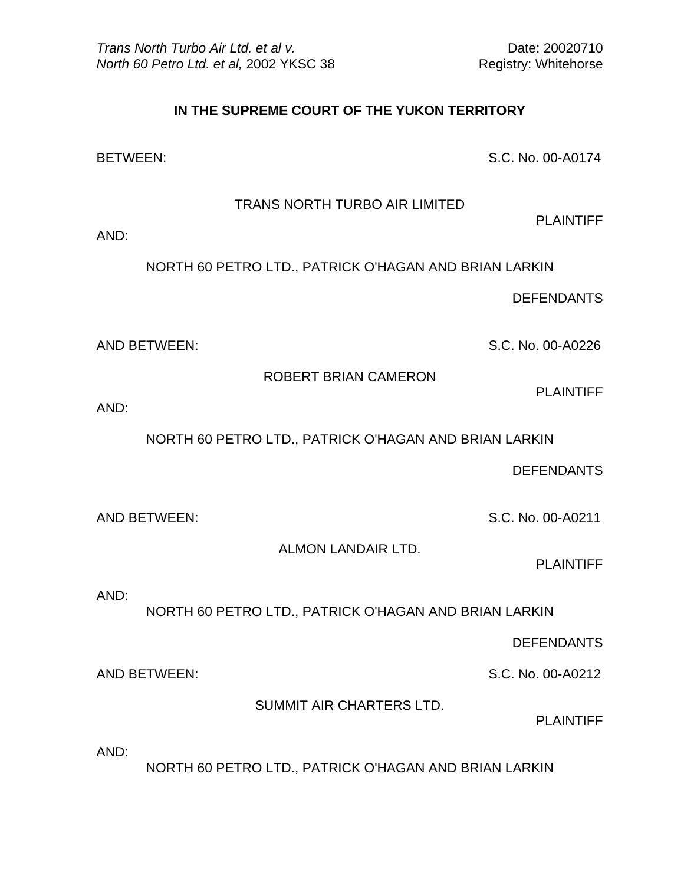*Trans North Turbo Air Ltd. et al v. North 60 Petro Ltd. et al,* 2002 YKSC 38

Date: 20020710
Registry: Whitehorse

**IN THE SUPREME COURT OF THE YUKON TERRITORY**

BETWEEN: S.C. No. 00-A0174

TRANS NORTH TURBO AIR LIMITED

PLAINTIFF

AND:

NORTH 60 PETRO LTD., PATRICK O'HAGAN AND BRIAN LARKIN

DEFENDANTS

AND BETWEEN: S.C. No. 00-A0226

ROBERT BRIAN CAMERON

PLAINTIFF

AND:

NORTH 60 PETRO LTD., PATRICK O'HAGAN AND BRIAN LARKIN

DEFENDANTS

AND BETWEEN: S.C. No. 00-A0211

ALMON LANDAIR LTD.

PLAINTIFF

AND:

NORTH 60 PETRO LTD., PATRICK O'HAGAN AND BRIAN LARKIN

DEFENDANTS

AND BETWEEN: S.C. No. 00-A0212

SUMMIT AIR CHARTERS LTD.

PLAINTIFF

AND:

NORTH 60 PETRO LTD., PATRICK O'HAGAN AND BRIAN LARKIN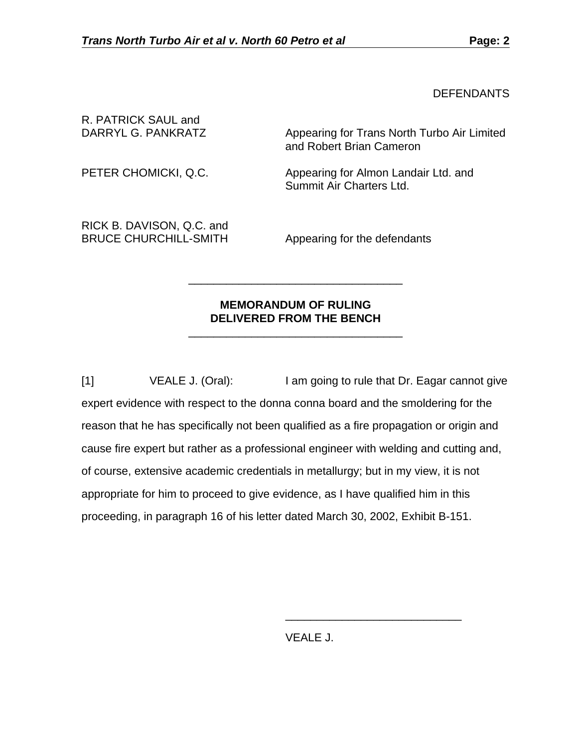DEFENDANTS

R. PATRICK SAUL and DARRYL G. PANKRATZ — Appearing for Trans North Turbo Air Limited and Robert Brian Cameron

PETER CHOMICKI, Q.C. — Appearing for Almon Landair Ltd. and Summit Air Charters Ltd.

RICK B. DAVISON, Q.C. and BRUCE CHURCHILL-SMITH — Appearing for the defendants

---

**MEMORANDUM OF RULING**
**DELIVERED FROM THE BENCH**

---

[1] VEALE J. (Oral): I am going to rule that Dr. Eagar cannot give expert evidence with respect to the donna conna board and the smoldering for the reason that he has specifically not been qualified as a fire propagation or origin and cause fire expert but rather as a professional engineer with welding and cutting and, of course, extensive academic credentials in metallurgy; but in my view, it is not appropriate for him to proceed to give evidence, as I have qualified him in this proceeding, in paragraph 16 of his letter dated March 30, 2002, Exhibit B-151.

\_\_\_\_\_\_\_\_\_\_\_\_\_\_\_\_\_\_\_\_\_\_\_\_\_\_\_\_

VEALE J.